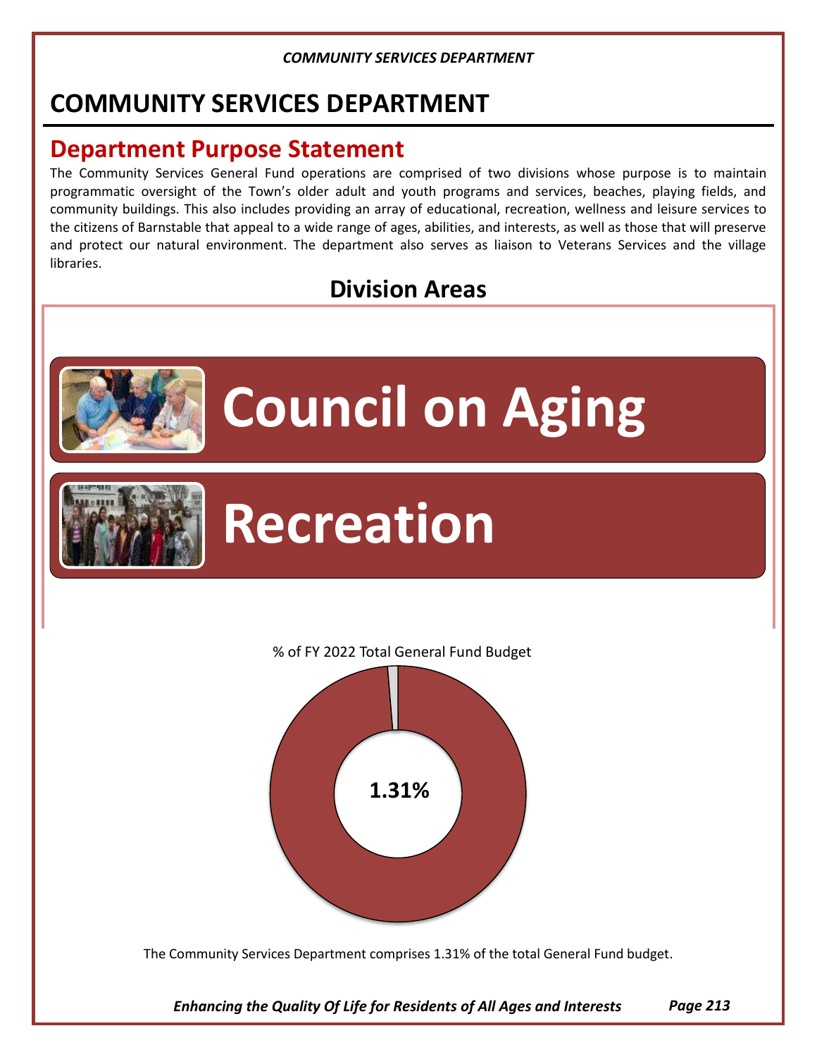# COMMUNITY SERVICES DEPARTMENT

## Department Purpose Statement

The Community Services General Fund operations are comprised of two divisions whose purpose is to maintain programmatic oversight of the Town's older adult and youth programs and services, beaches, playing fields, and community buildings. This also includes providing an array of educational, recreation, wellness and leisure services to the citizens of Barnstable that appeal to a wide range of ages, abilities, and interests, as well as those that will preserve and protect our natural environment. The department also serves as liaison to Veterans Services and the village libraries.

## Division Areas

**Council on Aging**

**Recreation**

% of FY 2022 Total General Fund Budget

**1.31%**

The Community Services Department comprises 1.31% of the total General Fund budget.

*Enhancing the Quality Of Life for Residents of All Ages and Interests*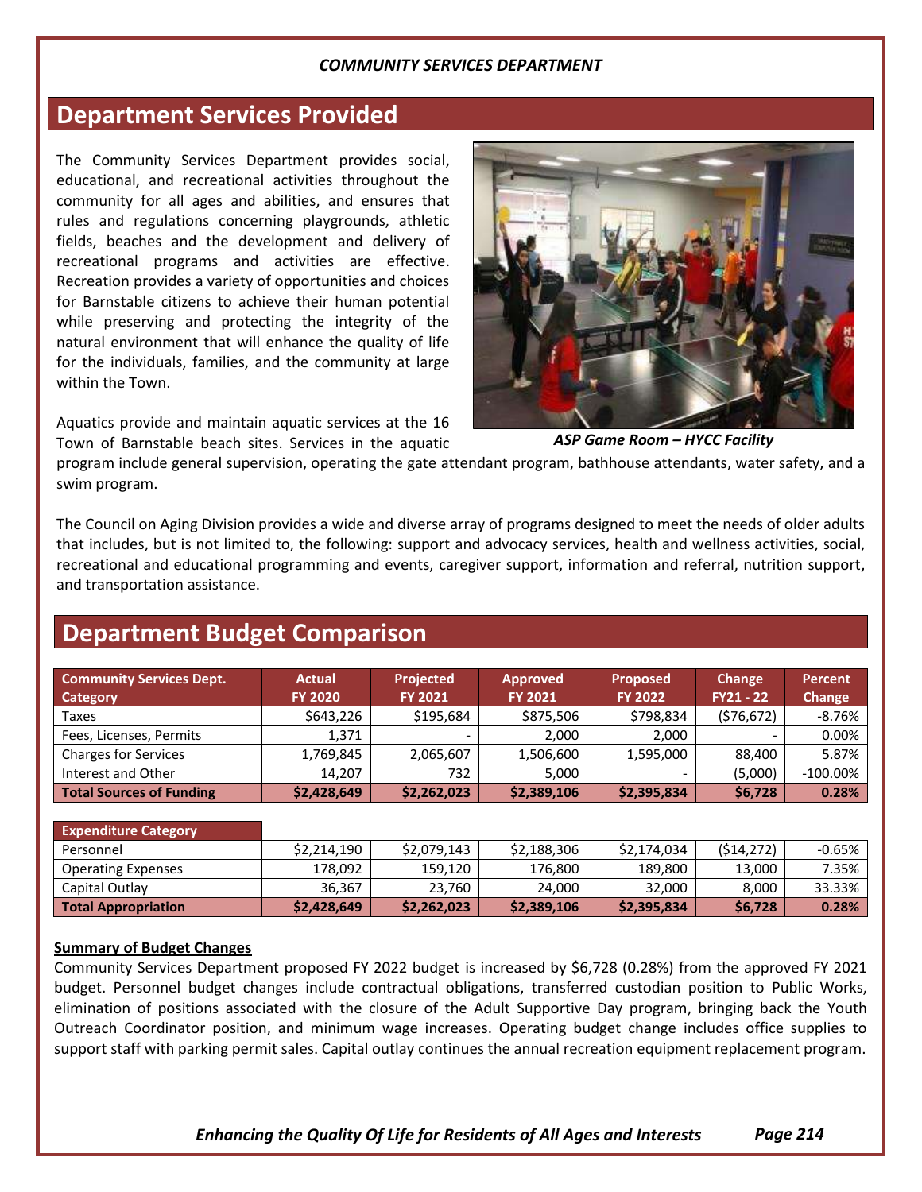## Department Services Provided

The Community Services Department provides social, educational, and recreational activities throughout the community for all ages and abilities, and ensures that rules and regulations concerning playgrounds, athletic fields, beaches and the development and delivery of recreational programs and activities are effective. Recreation provides a variety of opportunities and choices for Barnstable citizens to achieve their human potential while preserving and protecting the integrity of the natural environment that will enhance the quality of life for the individuals, families, and the community at large within the Town.

*ASP Game Room – HYCC Facility*

Aquatics provide and maintain aquatic services at the 16 Town of Barnstable beach sites. Services in the aquatic program include general supervision, operating the gate attendant program, bathhouse attendants, water safety, and a swim program.

The Council on Aging Division provides a wide and diverse array of programs designed to meet the needs of older adults that includes, but is not limited to, the following: support and advocacy services, health and wellness activities, social, recreational and educational programming and events, caregiver support, information and referral, nutrition support, and transportation assistance.

## Department Budget Comparison

| Community Services Dept. Category | Actual FY 2020 | Projected FY 2021 | Approved FY 2021 | Proposed FY 2022 | Change FY21 - 22 | Percent Change |
|---|---|---|---|---|---|---|
| Taxes | $643,226 | $195,684 | $875,506 | $798,834 | ($76,672) | -8.76% |
| Fees, Licenses, Permits | 1,371 | - | 2,000 | 2,000 | - | 0.00% |
| Charges for Services | 1,769,845 | 2,065,607 | 1,506,600 | 1,595,000 | 88,400 | 5.87% |
| Interest and Other | 14,207 | 732 | 5,000 | - | (5,000) | -100.00% |
| **Total Sources of Funding** | **$2,428,649** | **$2,262,023** | **$2,389,106** | **$2,395,834** | **$6,728** | **0.28%** |

| Expenditure Category | Actual FY 2020 | Projected FY 2021 | Approved FY 2021 | Proposed FY 2022 | Change FY21 - 22 | Percent Change |
|---|---|---|---|---|---|---|
| Personnel | $2,214,190 | $2,079,143 | $2,188,306 | $2,174,034 | ($14,272) | -0.65% |
| Operating Expenses | 178,092 | 159,120 | 176,800 | 189,800 | 13,000 | 7.35% |
| Capital Outlay | 36,367 | 23,760 | 24,000 | 32,000 | 8,000 | 33.33% |
| **Total Appropriation** | **$2,428,649** | **$2,262,023** | **$2,389,106** | **$2,395,834** | **$6,728** | **0.28%** |

**Summary of Budget Changes**

Community Services Department proposed FY 2022 budget is increased by $6,728 (0.28%) from the approved FY 2021 budget. Personnel budget changes include contractual obligations, transferred custodian position to Public Works, elimination of positions associated with the closure of the Adult Supportive Day program, bringing back the Youth Outreach Coordinator position, and minimum wage increases. Operating budget change includes office supplies to support staff with parking permit sales. Capital outlay continues the annual recreation equipment replacement program.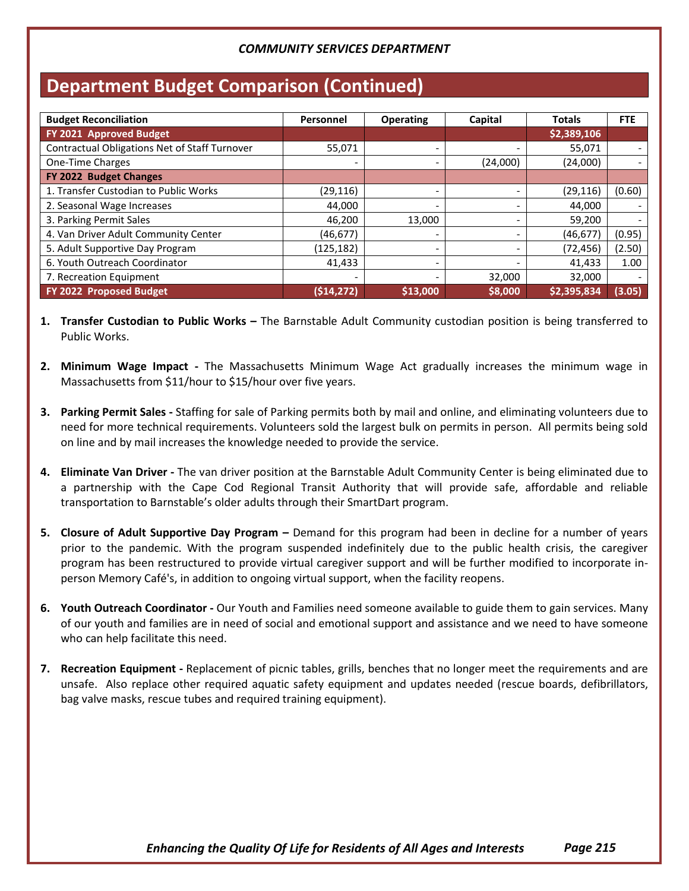*COMMUNITY SERVICES DEPARTMENT*

# Department Budget Comparison (Continued)

| Budget Reconciliation | Personnel | Operating | Capital | Totals | FTE |
|---|---|---|---|---|---|
| **FY 2021 Approved Budget** | | | | **$2,389,106** | |
| Contractual Obligations Net of Staff Turnover | 55,071 | - | - | 55,071 | - |
| One-Time Charges | - | - | (24,000) | (24,000) | - |
| **FY 2022 Budget Changes** | | | | | |
| 1. Transfer Custodian to Public Works | (29,116) | - | - | (29,116) | (0.60) |
| 2. Seasonal Wage Increases | 44,000 | - | - | 44,000 | - |
| 3. Parking Permit Sales | 46,200 | 13,000 | - | 59,200 | - |
| 4. Van Driver Adult Community Center | (46,677) | - | - | (46,677) | (0.95) |
| 5. Adult Supportive Day Program | (125,182) | - | - | (72,456) | (2.50) |
| 6. Youth Outreach Coordinator | 41,433 | - | - | 41,433 | 1.00 |
| 7. Recreation Equipment | - | - | 32,000 | 32,000 | - |
| **FY 2022 Proposed Budget** | **($14,272)** | **$13,000** | **$8,000** | **$2,395,834** | **(3.05)** |

1. **Transfer Custodian to Public Works –** The Barnstable Adult Community custodian position is being transferred to Public Works.

2. **Minimum Wage Impact -** The Massachusetts Minimum Wage Act gradually increases the minimum wage in Massachusetts from $11/hour to $15/hour over five years.

3. **Parking Permit Sales -** Staffing for sale of Parking permits both by mail and online, and eliminating volunteers due to need for more technical requirements. Volunteers sold the largest bulk on permits in person. All permits being sold on line and by mail increases the knowledge needed to provide the service.

4. **Eliminate Van Driver -** The van driver position at the Barnstable Adult Community Center is being eliminated due to a partnership with the Cape Cod Regional Transit Authority that will provide safe, affordable and reliable transportation to Barnstable's older adults through their SmartDart program.

5. **Closure of Adult Supportive Day Program –** Demand for this program had been in decline for a number of years prior to the pandemic. With the program suspended indefinitely due to the public health crisis, the caregiver program has been restructured to provide virtual caregiver support and will be further modified to incorporate in-person Memory Café's, in addition to ongoing virtual support, when the facility reopens.

6. **Youth Outreach Coordinator -** Our Youth and Families need someone available to guide them to gain services. Many of our youth and families are in need of social and emotional support and assistance and we need to have someone who can help facilitate this need.

7. **Recreation Equipment -** Replacement of picnic tables, grills, benches that no longer meet the requirements and are unsafe. Also replace other required aquatic safety equipment and updates needed (rescue boards, defibrillators, bag valve masks, rescue tubes and required training equipment).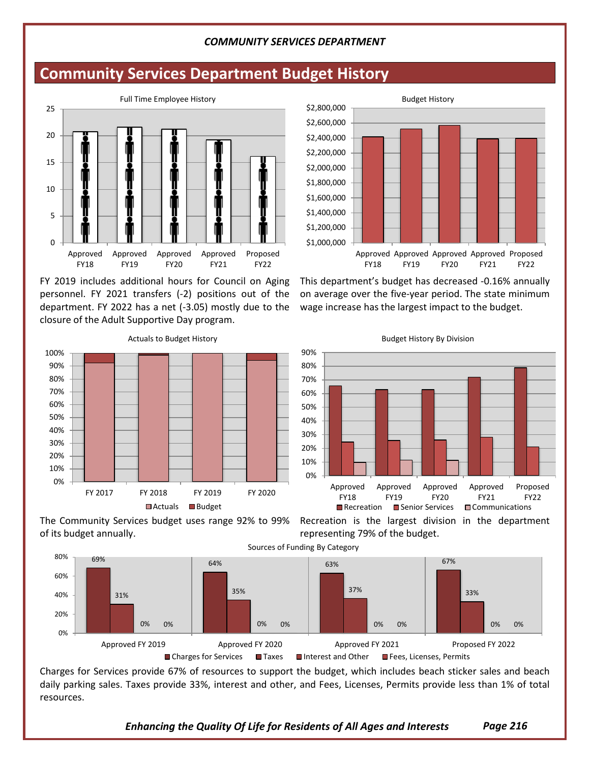## Community Services Department Budget History

Full Time Employee History

Budget History

FY 2019 includes additional hours for Council on Aging personnel. FY 2021 transfers (-2) positions out of the department. FY 2022 has a net (-3.05) mostly due to the closure of the Adult Supportive Day program.

This department's budget has decreased -0.16% annually on average over the five-year period. The state minimum wage increase has the largest impact to the budget.

Actuals to Budget History

Budget History By Division

The Community Services budget uses range 92% to 99% of its budget annually.

Recreation is the largest division in the department representing 79% of the budget.

Sources of Funding By Category

| | Charges for Services | Taxes | Interest and Other | Fees, Licenses, Permits |
|---|---|---|---|---|
| Approved FY 2019 | 69% | 31% | 0% | 0% |
| Approved FY 2020 | 64% | 35% | 0% | 0% |
| Approved FY 2021 | 63% | 37% | 0% | 0% |
| Proposed FY 2022 | 67% | 33% | 0% | 0% |

Charges for Services provide 67% of resources to support the budget, which includes beach sticker sales and beach daily parking sales. Taxes provide 33%, interest and other, and Fees, Licenses, Permits provide less than 1% of total resources.

*Enhancing the Quality Of Life for Residents of All Ages and Interests*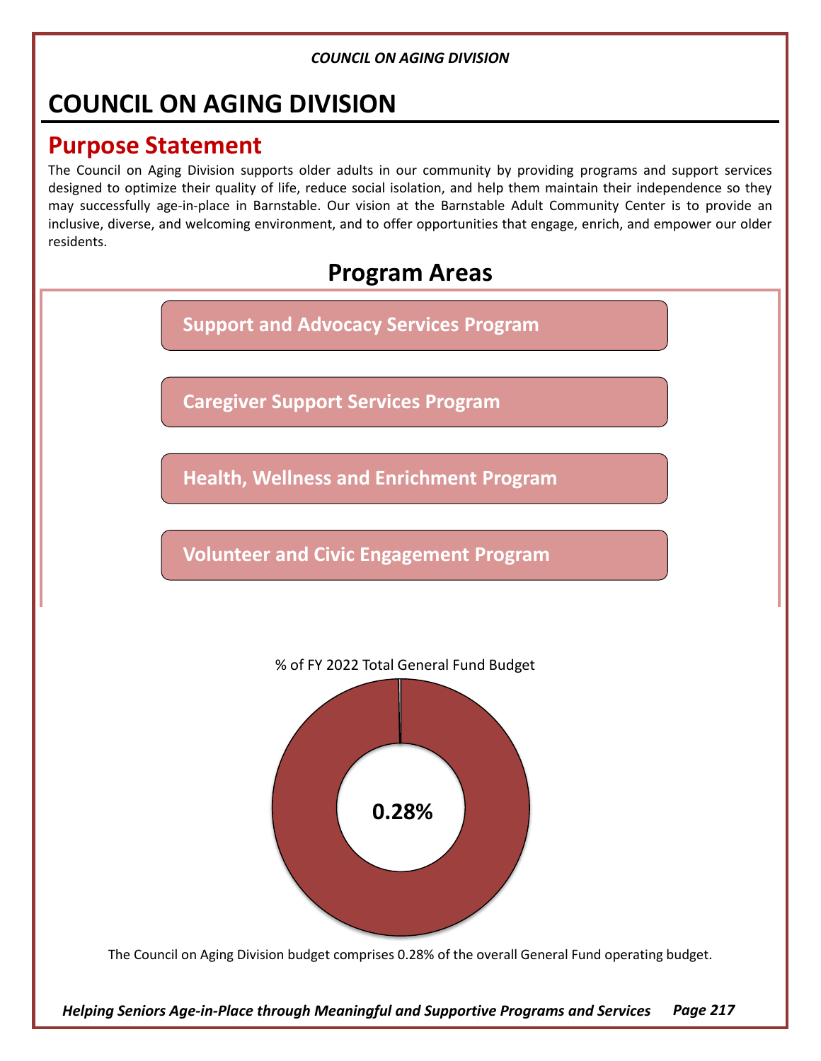# COUNCIL ON AGING DIVISION

## Purpose Statement

The Council on Aging Division supports older adults in our community by providing programs and support services designed to optimize their quality of life, reduce social isolation, and help them maintain their independence so they may successfully age-in-place in Barnstable. Our vision at the Barnstable Adult Community Center is to provide an inclusive, diverse, and welcoming environment, and to offer opportunities that engage, enrich, and empower our older residents.

## Program Areas

- **Support and Advocacy Services Program**
- **Caregiver Support Services Program**
- **Health, Wellness and Enrichment Program**
- **Volunteer and Civic Engagement Program**

% of FY 2022 Total General Fund Budget

**0.28%**

The Council on Aging Division budget comprises 0.28% of the overall General Fund operating budget.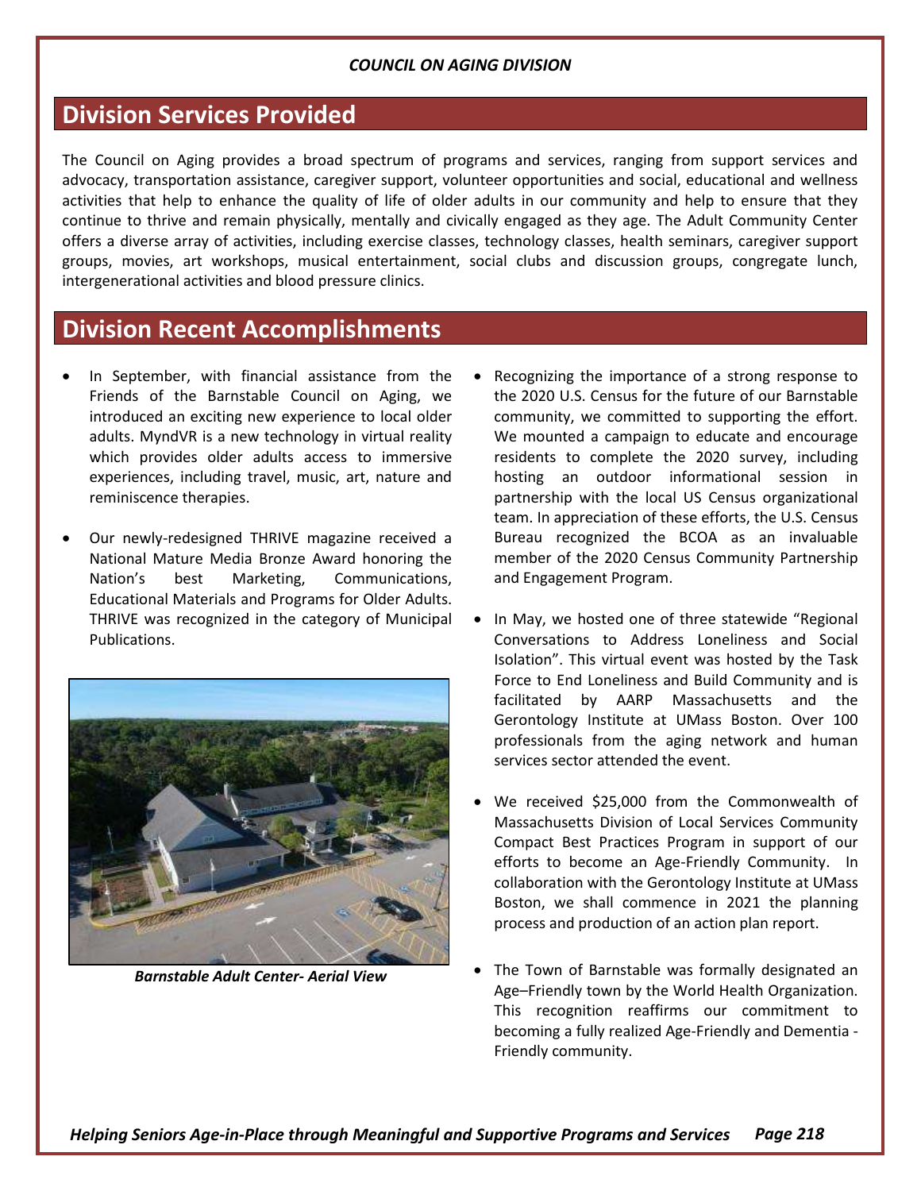*COUNCIL ON AGING DIVISION*

## Division Services Provided

The Council on Aging provides a broad spectrum of programs and services, ranging from support services and advocacy, transportation assistance, caregiver support, volunteer opportunities and social, educational and wellness activities that help to enhance the quality of life of older adults in our community and help to ensure that they continue to thrive and remain physically, mentally and civically engaged as they age. The Adult Community Center offers a diverse array of activities, including exercise classes, technology classes, health seminars, caregiver support groups, movies, art workshops, musical entertainment, social clubs and discussion groups, congregate lunch, intergenerational activities and blood pressure clinics.

## Division Recent Accomplishments

- In September, with financial assistance from the Friends of the Barnstable Council on Aging, we introduced an exciting new experience to local older adults. MyndVR is a new technology in virtual reality which provides older adults access to immersive experiences, including travel, music, art, nature and reminiscence therapies.

- Our newly-redesigned THRIVE magazine received a National Mature Media Bronze Award honoring the Nation's best Marketing, Communications, Educational Materials and Programs for Older Adults. THRIVE was recognized in the category of Municipal Publications.

***Barnstable Adult Center- Aerial View***

- Recognizing the importance of a strong response to the 2020 U.S. Census for the future of our Barnstable community, we committed to supporting the effort. We mounted a campaign to educate and encourage residents to complete the 2020 survey, including hosting an outdoor informational session in partnership with the local US Census organizational team. In appreciation of these efforts, the U.S. Census Bureau recognized the BCOA as an invaluable member of the 2020 Census Community Partnership and Engagement Program.

- In May, we hosted one of three statewide "Regional Conversations to Address Loneliness and Social Isolation". This virtual event was hosted by the Task Force to End Loneliness and Build Community and is facilitated by AARP Massachusetts and the Gerontology Institute at UMass Boston. Over 100 professionals from the aging network and human services sector attended the event.

- We received $25,000 from the Commonwealth of Massachusetts Division of Local Services Community Compact Best Practices Program in support of our efforts to become an Age-Friendly Community. In collaboration with the Gerontology Institute at UMass Boston, we shall commence in 2021 the planning process and production of an action plan report.

- The Town of Barnstable was formally designated an Age–Friendly town by the World Health Organization. This recognition reaffirms our commitment to becoming a fully realized Age-Friendly and Dementia - Friendly community.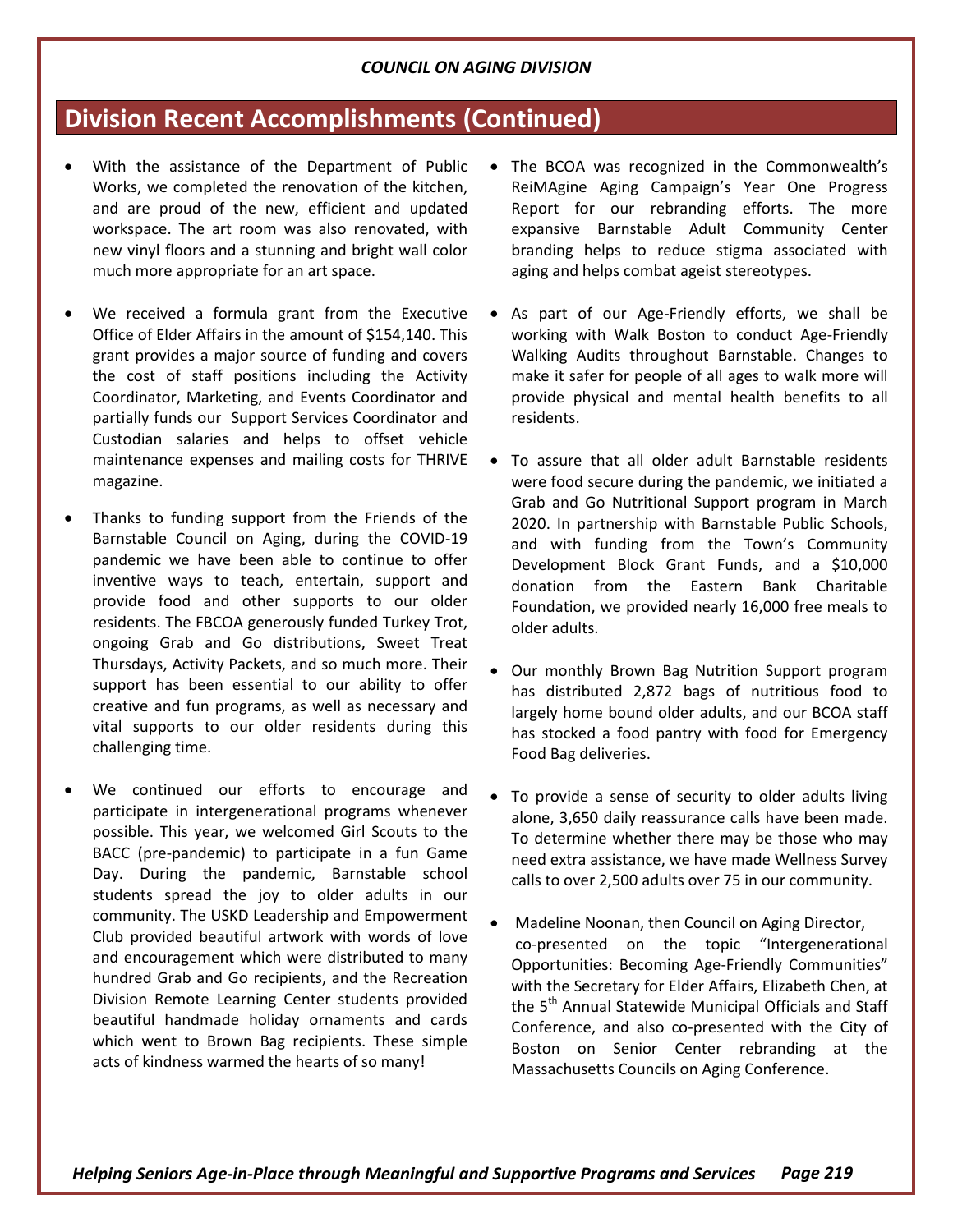## Division Recent Accomplishments (Continued)

- With the assistance of the Department of Public Works, we completed the renovation of the kitchen, and are proud of the new, efficient and updated workspace. The art room was also renovated, with new vinyl floors and a stunning and bright wall color much more appropriate for an art space.

- We received a formula grant from the Executive Office of Elder Affairs in the amount of $154,140. This grant provides a major source of funding and covers the cost of staff positions including the Activity Coordinator, Marketing, and Events Coordinator and partially funds our Support Services Coordinator and Custodian salaries and helps to offset vehicle maintenance expenses and mailing costs for THRIVE magazine.

- Thanks to funding support from the Friends of the Barnstable Council on Aging, during the COVID-19 pandemic we have been able to continue to offer inventive ways to teach, entertain, support and provide food and other supports to our older residents. The FBCOA generously funded Turkey Trot, ongoing Grab and Go distributions, Sweet Treat Thursdays, Activity Packets, and so much more. Their support has been essential to our ability to offer creative and fun programs, as well as necessary and vital supports to our older residents during this challenging time.

- We continued our efforts to encourage and participate in intergenerational programs whenever possible. This year, we welcomed Girl Scouts to the BACC (pre-pandemic) to participate in a fun Game Day. During the pandemic, Barnstable school students spread the joy to older adults in our community. The USKD Leadership and Empowerment Club provided beautiful artwork with words of love and encouragement which were distributed to many hundred Grab and Go recipients, and the Recreation Division Remote Learning Center students provided beautiful handmade holiday ornaments and cards which went to Brown Bag recipients. These simple acts of kindness warmed the hearts of so many!

- The BCOA was recognized in the Commonwealth's ReiMAgine Aging Campaign's Year One Progress Report for our rebranding efforts. The more expansive Barnstable Adult Community Center branding helps to reduce stigma associated with aging and helps combat ageist stereotypes.

- As part of our Age-Friendly efforts, we shall be working with Walk Boston to conduct Age-Friendly Walking Audits throughout Barnstable. Changes to make it safer for people of all ages to walk more will provide physical and mental health benefits to all residents.

- To assure that all older adult Barnstable residents were food secure during the pandemic, we initiated a Grab and Go Nutritional Support program in March 2020. In partnership with Barnstable Public Schools, and with funding from the Town's Community Development Block Grant Funds, and a $10,000 donation from the Eastern Bank Charitable Foundation, we provided nearly 16,000 free meals to older adults.

- Our monthly Brown Bag Nutrition Support program has distributed 2,872 bags of nutritious food to largely home bound older adults, and our BCOA staff has stocked a food pantry with food for Emergency Food Bag deliveries.

- To provide a sense of security to older adults living alone, 3,650 daily reassurance calls have been made. To determine whether there may be those who may need extra assistance, we have made Wellness Survey calls to over 2,500 adults over 75 in our community.

- Madeline Noonan, then Council on Aging Director, co-presented on the topic "Intergenerational Opportunities: Becoming Age-Friendly Communities" with the Secretary for Elder Affairs, Elizabeth Chen, at the 5th Annual Statewide Municipal Officials and Staff Conference, and also co-presented with the City of Boston on Senior Center rebranding at the Massachusetts Councils on Aging Conference.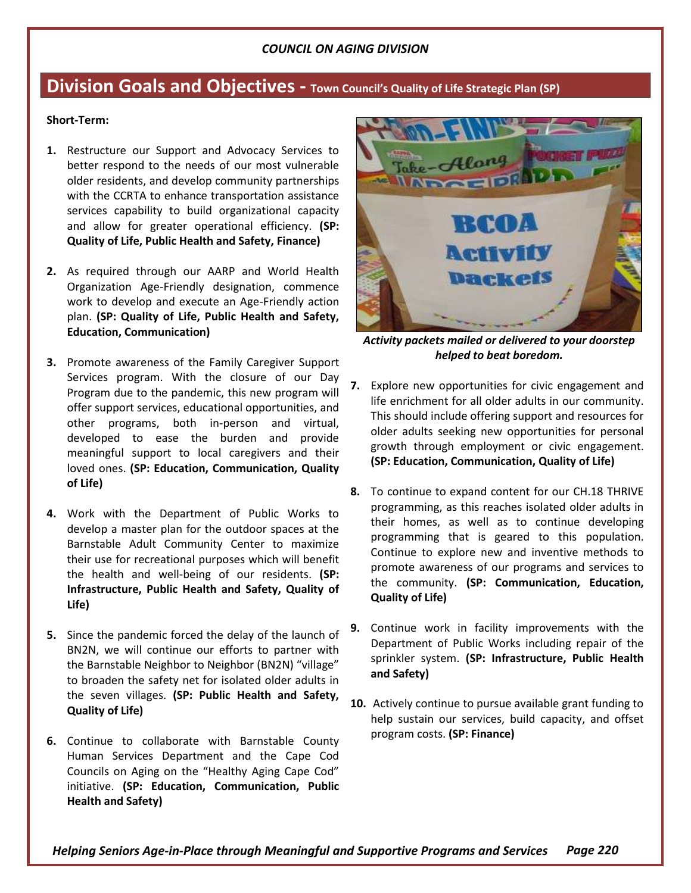*COUNCIL ON AGING DIVISION*

## Division Goals and Objectives - Town Council's Quality of Life Strategic Plan (SP)

**Short-Term:**

1. Restructure our Support and Advocacy Services to better respond to the needs of our most vulnerable older residents, and develop community partnerships with the CCRTA to enhance transportation assistance services capability to build organizational capacity and allow for greater operational efficiency. **(SP: Quality of Life, Public Health and Safety, Finance)**

2. As required through our AARP and World Health Organization Age-Friendly designation, commence work to develop and execute an Age-Friendly action plan. **(SP: Quality of Life, Public Health and Safety, Education, Communication)**

3. Promote awareness of the Family Caregiver Support Services program. With the closure of our Day Program due to the pandemic, this new program will offer support services, educational opportunities, and other programs, both in-person and virtual, developed to ease the burden and provide meaningful support to local caregivers and their loved ones. **(SP: Education, Communication, Quality of Life)**

4. Work with the Department of Public Works to develop a master plan for the outdoor spaces at the Barnstable Adult Community Center to maximize their use for recreational purposes which will benefit the health and well-being of our residents. **(SP: Infrastructure, Public Health and Safety, Quality of Life)**

5. Since the pandemic forced the delay of the launch of BN2N, we will continue our efforts to partner with the Barnstable Neighbor to Neighbor (BN2N) "village" to broaden the safety net for isolated older adults in the seven villages. **(SP: Public Health and Safety, Quality of Life)**

6. Continue to collaborate with Barnstable County Human Services Department and the Cape Cod Councils on Aging on the "Healthy Aging Cape Cod" initiative. **(SP: Education, Communication, Public Health and Safety)**

*Activity packets mailed or delivered to your doorstep helped to beat boredom.*

7. Explore new opportunities for civic engagement and life enrichment for all older adults in our community. This should include offering support and resources for older adults seeking new opportunities for personal growth through employment or civic engagement. **(SP: Education, Communication, Quality of Life)**

8. To continue to expand content for our CH.18 THRIVE programming, as this reaches isolated older adults in their homes, as well as to continue developing programming that is geared to this population. Continue to explore new and inventive methods to promote awareness of our programs and services to the community. **(SP: Communication, Education, Quality of Life)**

9. Continue work in facility improvements with the Department of Public Works including repair of the sprinkler system. **(SP: Infrastructure, Public Health and Safety)**

10. Actively continue to pursue available grant funding to help sustain our services, build capacity, and offset program costs. **(SP: Finance)**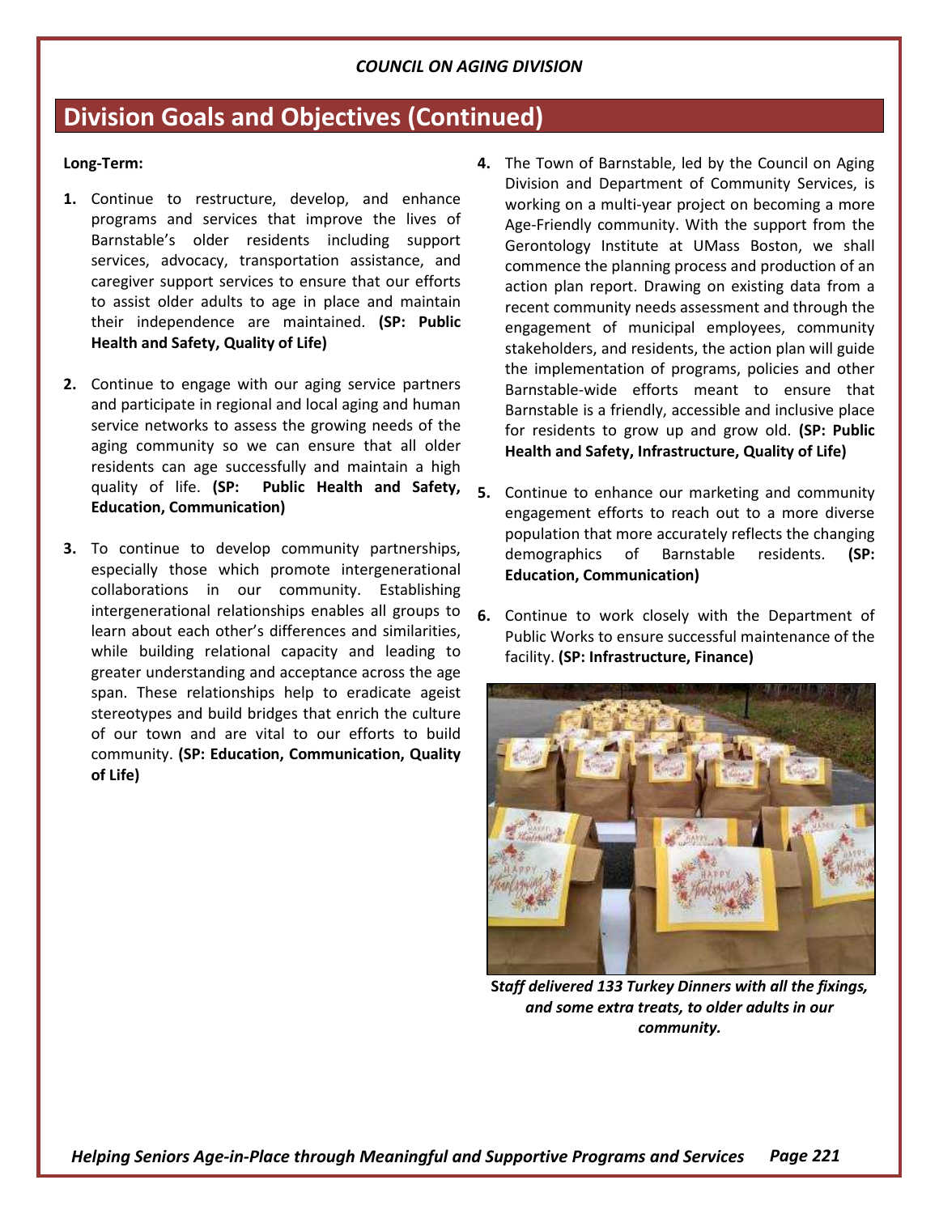## Division Goals and Objectives (Continued)

**Long-Term:**

1. Continue to restructure, develop, and enhance programs and services that improve the lives of Barnstable's older residents including support services, advocacy, transportation assistance, and caregiver support services to ensure that our efforts to assist older adults to age in place and maintain their independence are maintained. **(SP: Public Health and Safety, Quality of Life)**

2. Continue to engage with our aging service partners and participate in regional and local aging and human service networks to assess the growing needs of the aging community so we can ensure that all older residents can age successfully and maintain a high quality of life. **(SP: Public Health and Safety, Education, Communication)**

3. To continue to develop community partnerships, especially those which promote intergenerational collaborations in our community. Establishing intergenerational relationships enables all groups to learn about each other's differences and similarities, while building relational capacity and leading to greater understanding and acceptance across the age span. These relationships help to eradicate ageist stereotypes and build bridges that enrich the culture of our town and are vital to our efforts to build community. **(SP: Education, Communication, Quality of Life)**

4. The Town of Barnstable, led by the Council on Aging Division and Department of Community Services, is working on a multi-year project on becoming a more Age-Friendly community. With the support from the Gerontology Institute at UMass Boston, we shall commence the planning process and production of an action plan report. Drawing on existing data from a recent community needs assessment and through the engagement of municipal employees, community stakeholders, and residents, the action plan will guide the implementation of programs, policies and other Barnstable-wide efforts meant to ensure that Barnstable is a friendly, accessible and inclusive place for residents to grow up and grow old. **(SP: Public Health and Safety, Infrastructure, Quality of Life)**

5. Continue to enhance our marketing and community engagement efforts to reach out to a more diverse population that more accurately reflects the changing demographics of Barnstable residents. **(SP: Education, Communication)**

6. Continue to work closely with the Department of Public Works to ensure successful maintenance of the facility. **(SP: Infrastructure, Finance)**

***Staff delivered 133 Turkey Dinners with all the fixings, and some extra treats, to older adults in our community.***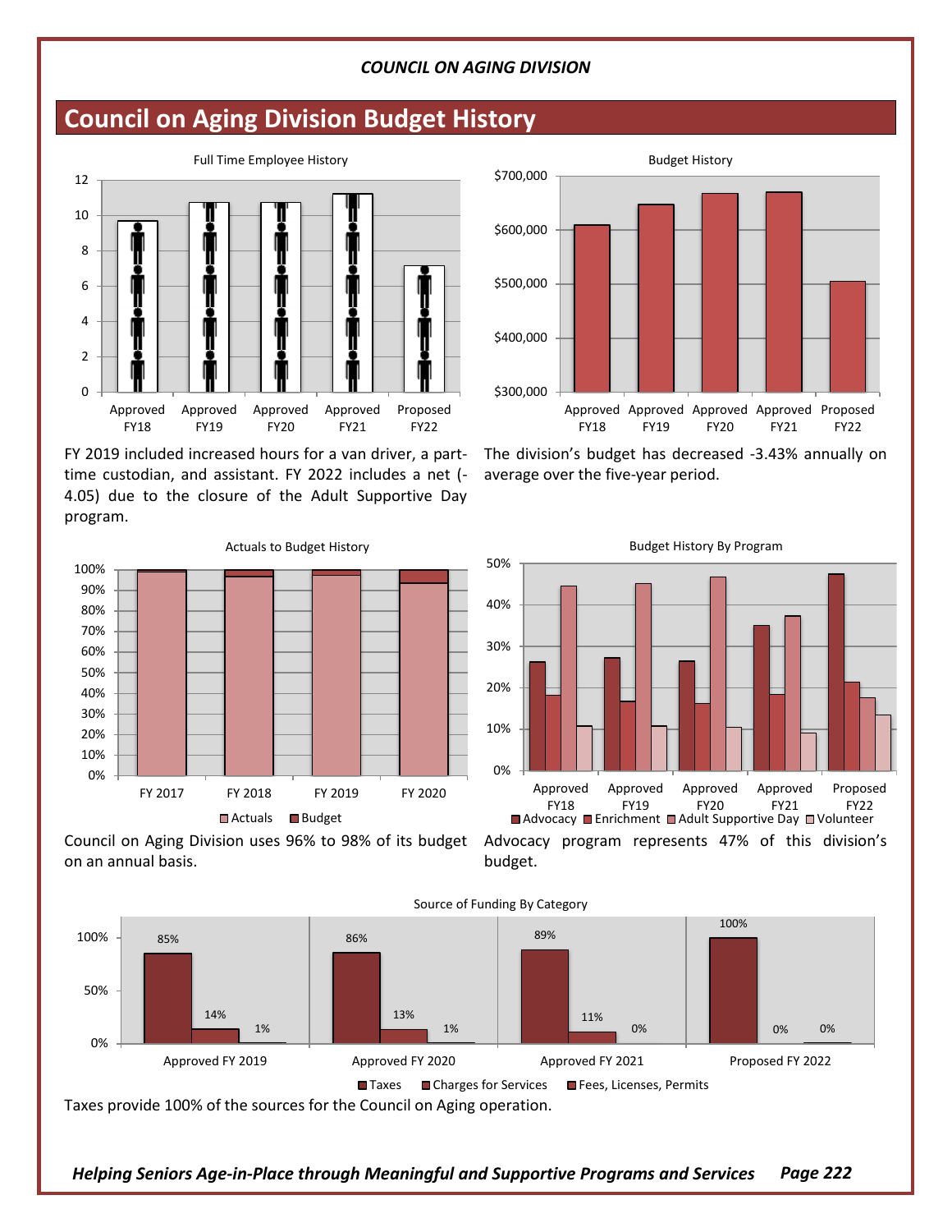## Council on Aging Division Budget History

Full Time Employee History

FY 2019 included increased hours for a van driver, a part-time custodian, and assistant. FY 2022 includes a net (-4.05) due to the closure of the Adult Supportive Day program.

Budget History

The division's budget has decreased -3.43% annually on average over the five-year period.

Actuals to Budget History

Council on Aging Division uses 96% to 98% of its budget on an annual basis.

Budget History By Program

Advocacy program represents 47% of this division's budget.

Source of Funding By Category

| | Taxes | Charges for Services | Fees, Licenses, Permits |
|---|---|---|---|
| Approved FY 2019 | 85% | 14% | 1% |
| Approved FY 2020 | 86% | 13% | 1% |
| Approved FY 2021 | 89% | 11% | 0% |
| Proposed FY 2022 | 100% | 0% | 0% |

Taxes provide 100% of the sources for the Council on Aging operation.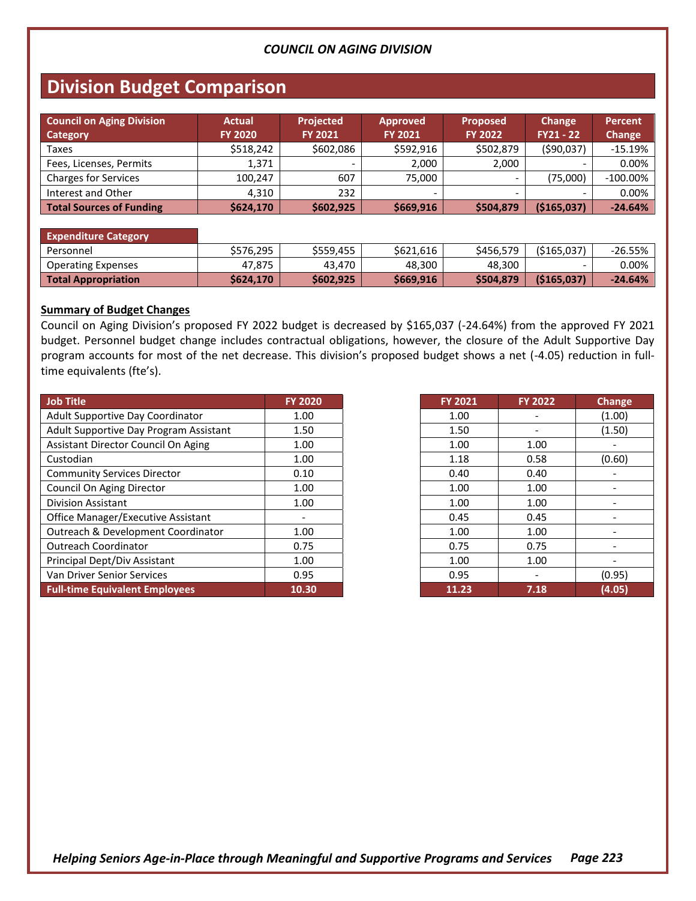*COUNCIL ON AGING DIVISION*

## Division Budget Comparison

| Council on Aging Division Category | Actual FY 2020 | Projected FY 2021 | Approved FY 2021 | Proposed FY 2022 | Change FY21 - 22 | Percent Change |
|---|---|---|---|---|---|---|
| Taxes | $518,242 | $602,086 | $592,916 | $502,879 | ($90,037) | -15.19% |
| Fees, Licenses, Permits | 1,371 | - | 2,000 | 2,000 | - | 0.00% |
| Charges for Services | 100,247 | 607 | 75,000 | - | (75,000) | -100.00% |
| Interest and Other | 4,310 | 232 | - | - | - | 0.00% |
| **Total Sources of Funding** | **$624,170** | **$602,925** | **$669,916** | **$504,879** | **($165,037)** | **-24.64%** |
| **Expenditure Category** | | | | | | |
| Personnel | $576,295 | $559,455 | $621,616 | $456,579 | ($165,037) | -26.55% |
| Operating Expenses | 47,875 | 43,470 | 48,300 | 48,300 | - | 0.00% |
| **Total Appropriation** | **$624,170** | **$602,925** | **$669,916** | **$504,879** | **($165,037)** | **-24.64%** |

**Summary of Budget Changes**

Council on Aging Division's proposed FY 2022 budget is decreased by $165,037 (-24.64%) from the approved FY 2021 budget. Personnel budget change includes contractual obligations, however, the closure of the Adult Supportive Day program accounts for most of the net decrease. This division's proposed budget shows a net (-4.05) reduction in full-time equivalents (fte's).

| Job Title | FY 2020 | FY 2021 | FY 2022 | Change |
|---|---|---|---|---|
| Adult Supportive Day Coordinator | 1.00 | 1.00 | - | (1.00) |
| Adult Supportive Day Program Assistant | 1.50 | 1.50 | - | (1.50) |
| Assistant Director Council On Aging | 1.00 | 1.00 | 1.00 | - |
| Custodian | 1.00 | 1.18 | 0.58 | (0.60) |
| Community Services Director | 0.10 | 0.40 | 0.40 | - |
| Council On Aging Director | 1.00 | 1.00 | 1.00 | - |
| Division Assistant | 1.00 | 1.00 | 1.00 | - |
| Office Manager/Executive Assistant | - | 0.45 | 0.45 | - |
| Outreach & Development Coordinator | 1.00 | 1.00 | 1.00 | - |
| Outreach Coordinator | 0.75 | 0.75 | 0.75 | - |
| Principal Dept/Div Assistant | 1.00 | 1.00 | 1.00 | - |
| Van Driver Senior Services | 0.95 | 0.95 | - | (0.95) |
| **Full-time Equivalent Employees** | **10.30** | **11.23** | **7.18** | **(4.05)** |

*Helping Seniors Age-in-Place through Meaningful and Supportive Programs and Services*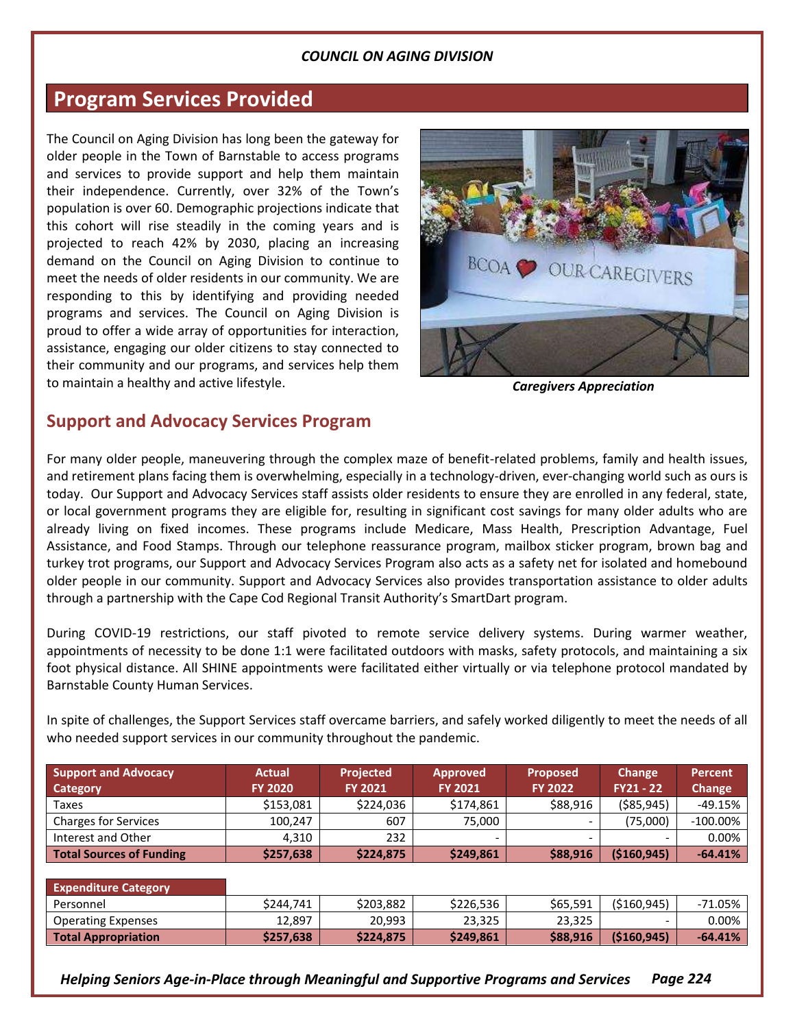*COUNCIL ON AGING DIVISION*

## Program Services Provided

The Council on Aging Division has long been the gateway for older people in the Town of Barnstable to access programs and services to provide support and help them maintain their independence. Currently, over 32% of the Town's population is over 60. Demographic projections indicate that this cohort will rise steadily in the coming years and is projected to reach 42% by 2030, placing an increasing demand on the Council on Aging Division to continue to meet the needs of older residents in our community. We are responding to this by identifying and providing needed programs and services. The Council on Aging Division is proud to offer a wide array of opportunities for interaction, assistance, engaging our older citizens to stay connected to their community and our programs, and services help them to maintain a healthy and active lifestyle.

***Caregivers Appreciation***

### Support and Advocacy Services Program

For many older people, maneuvering through the complex maze of benefit-related problems, family and health issues, and retirement plans facing them is overwhelming, especially in a technology-driven, ever-changing world such as ours is today. Our Support and Advocacy Services staff assists older residents to ensure they are enrolled in any federal, state, or local government programs they are eligible for, resulting in significant cost savings for many older adults who are already living on fixed incomes. These programs include Medicare, Mass Health, Prescription Advantage, Fuel Assistance, and Food Stamps. Through our telephone reassurance program, mailbox sticker program, brown bag and turkey trot programs, our Support and Advocacy Services Program also acts as a safety net for isolated and homebound older people in our community. Support and Advocacy Services also provides transportation assistance to older adults through a partnership with the Cape Cod Regional Transit Authority's SmartDart program.

During COVID-19 restrictions, our staff pivoted to remote service delivery systems. During warmer weather, appointments of necessity to be done 1:1 were facilitated outdoors with masks, safety protocols, and maintaining a six foot physical distance. All SHINE appointments were facilitated either virtually or via telephone protocol mandated by Barnstable County Human Services.

In spite of challenges, the Support Services staff overcame barriers, and safely worked diligently to meet the needs of all who needed support services in our community throughout the pandemic.

| Support and Advocacy Category | Actual FY 2020 | Projected FY 2021 | Approved FY 2021 | Proposed FY 2022 | Change FY21 - 22 | Percent Change |
|---|---|---|---|---|---|---|
| Taxes | $153,081 | $224,036 | $174,861 | $88,916 | ($85,945) | -49.15% |
| Charges for Services | 100,247 | 607 | 75,000 | - | (75,000) | -100.00% |
| Interest and Other | 4,310 | 232 | - | - | - | 0.00% |
| **Total Sources of Funding** | **$257,638** | **$224,875** | **$249,861** | **$88,916** | **($160,945)** | **-64.41%** |

| Expenditure Category | | | | | | |
|---|---|---|---|---|---|---|
| Personnel | $244,741 | $203,882 | $226,536 | $65,591 | ($160,945) | -71.05% |
| Operating Expenses | 12,897 | 20,993 | 23,325 | 23,325 | - | 0.00% |
| **Total Appropriation** | **$257,638** | **$224,875** | **$249,861** | **$88,916** | **($160,945)** | **-64.41%** |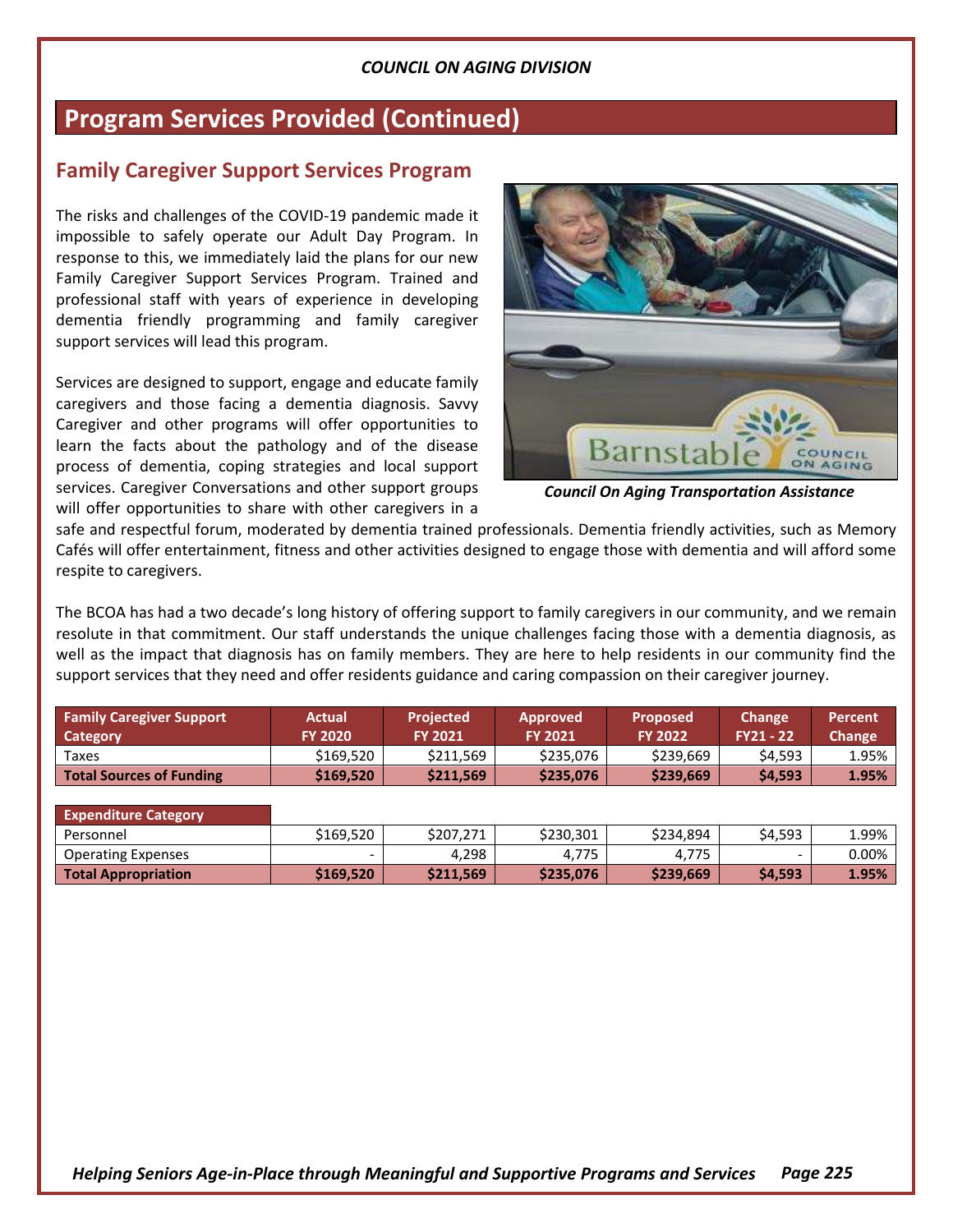## Program Services Provided (Continued)

### Family Caregiver Support Services Program

The risks and challenges of the COVID-19 pandemic made it impossible to safely operate our Adult Day Program. In response to this, we immediately laid the plans for our new Family Caregiver Support Services Program. Trained and professional staff with years of experience in developing dementia friendly programming and family caregiver support services will lead this program.

Services are designed to support, engage and educate family caregivers and those facing a dementia diagnosis. Savvy Caregiver and other programs will offer opportunities to learn the facts about the pathology and of the disease process of dementia, coping strategies and local support services. Caregiver Conversations and other support groups will offer opportunities to share with other caregivers in a safe and respectful forum, moderated by dementia trained professionals. Dementia friendly activities, such as Memory Cafés will offer entertainment, fitness and other activities designed to engage those with dementia and will afford some respite to caregivers.

*Council On Aging Transportation Assistance*

The BCOA has had a two decade's long history of offering support to family caregivers in our community, and we remain resolute in that commitment. Our staff understands the unique challenges facing those with a dementia diagnosis, as well as the impact that diagnosis has on family members. They are here to help residents in our community find the support services that they need and offer residents guidance and caring compassion on their caregiver journey.

| Family Caregiver Support Category | Actual FY 2020 | Projected FY 2021 | Approved FY 2021 | Proposed FY 2022 | Change FY21 - 22 | Percent Change |
|---|---|---|---|---|---|---|
| Taxes | $169,520 | $211,569 | $235,076 | $239,669 | $4,593 | 1.95% |
| **Total Sources of Funding** | **$169,520** | **$211,569** | **$235,076** | **$239,669** | **$4,593** | **1.95%** |

| Expenditure Category | | | | | | |
|---|---|---|---|---|---|---|
| Personnel | $169,520 | $207,271 | $230,301 | $234,894 | $4,593 | 1.99% |
| Operating Expenses | - | 4,298 | 4,775 | 4,775 | - | 0.00% |
| **Total Appropriation** | **$169,520** | **$211,569** | **$235,076** | **$239,669** | **$4,593** | **1.95%** |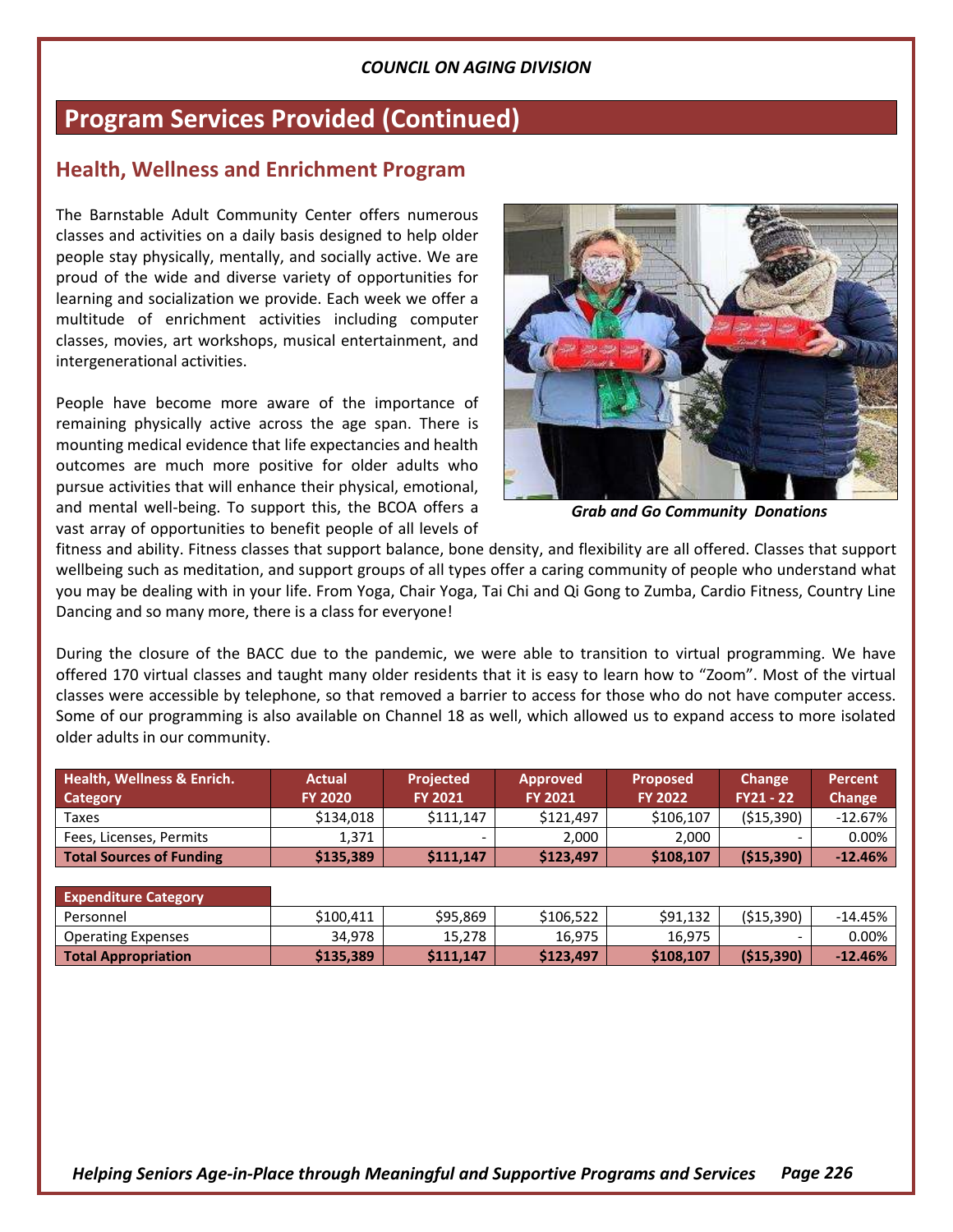COUNCIL ON AGING DIVISION

# Program Services Provided (Continued)

## Health, Wellness and Enrichment Program

The Barnstable Adult Community Center offers numerous classes and activities on a daily basis designed to help older people stay physically, mentally, and socially active. We are proud of the wide and diverse variety of opportunities for learning and socialization we provide. Each week we offer a multitude of enrichment activities including computer classes, movies, art workshops, musical entertainment, and intergenerational activities.

*Grab and Go Community Donations*

People have become more aware of the importance of remaining physically active across the age span. There is mounting medical evidence that life expectancies and health outcomes are much more positive for older adults who pursue activities that will enhance their physical, emotional, and mental well-being. To support this, the BCOA offers a vast array of opportunities to benefit people of all levels of fitness and ability. Fitness classes that support balance, bone density, and flexibility are all offered. Classes that support wellbeing such as meditation, and support groups of all types offer a caring community of people who understand what you may be dealing with in your life. From Yoga, Chair Yoga, Tai Chi and Qi Gong to Zumba, Cardio Fitness, Country Line Dancing and so many more, there is a class for everyone!

During the closure of the BACC due to the pandemic, we were able to transition to virtual programming. We have offered 170 virtual classes and taught many older residents that it is easy to learn how to "Zoom". Most of the virtual classes were accessible by telephone, so that removed a barrier to access for those who do not have computer access. Some of our programming is also available on Channel 18 as well, which allowed us to expand access to more isolated older adults in our community.

| Health, Wellness & Enrich. Category | Actual FY 2020 | Projected FY 2021 | Approved FY 2021 | Proposed FY 2022 | Change FY21 - 22 | Percent Change |
|---|---|---|---|---|---|---|
| Taxes | $134,018 | $111,147 | $121,497 | $106,107 | ($15,390) | -12.67% |
| Fees, Licenses, Permits | 1,371 | - | 2,000 | 2,000 | - | 0.00% |
| **Total Sources of Funding** | **$135,389** | **$111,147** | **$123,497** | **$108,107** | **($15,390)** | **-12.46%** |

| Expenditure Category | | | | | | |
|---|---|---|---|---|---|---|
| Personnel | $100,411 | $95,869 | $106,522 | $91,132 | ($15,390) | -14.45% |
| Operating Expenses | 34,978 | 15,278 | 16,975 | 16,975 | - | 0.00% |
| **Total Appropriation** | **$135,389** | **$111,147** | **$123,497** | **$108,107** | **($15,390)** | **-12.46%** |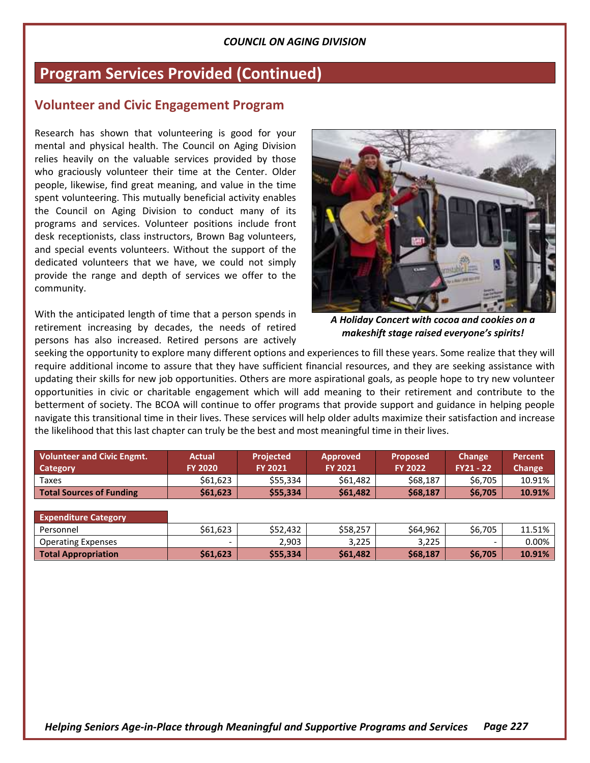*COUNCIL ON AGING DIVISION*

# Program Services Provided (Continued)

## Volunteer and Civic Engagement Program

Research has shown that volunteering is good for your mental and physical health. The Council on Aging Division relies heavily on the valuable services provided by those who graciously volunteer their time at the Center. Older people, likewise, find great meaning, and value in the time spent volunteering. This mutually beneficial activity enables the Council on Aging Division to conduct many of its programs and services. Volunteer positions include front desk receptionists, class instructors, Brown Bag volunteers, and special events volunteers. Without the support of the dedicated volunteers that we have, we could not simply provide the range and depth of services we offer to the community.

***A Holiday Concert with cocoa and cookies on a makeshift stage raised everyone's spirits!***

With the anticipated length of time that a person spends in retirement increasing by decades, the needs of retired persons has also increased. Retired persons are actively seeking the opportunity to explore many different options and experiences to fill these years. Some realize that they will require additional income to assure that they have sufficient financial resources, and they are seeking assistance with updating their skills for new job opportunities. Others are more aspirational goals, as people hope to try new volunteer opportunities in civic or charitable engagement which will add meaning to their retirement and contribute to the betterment of society. The BCOA will continue to offer programs that provide support and guidance in helping people navigate this transitional time in their lives. These services will help older adults maximize their satisfaction and increase the likelihood that this last chapter can truly be the best and most meaningful time in their lives.

| Volunteer and Civic Engmt. Category | Actual FY 2020 | Projected FY 2021 | Approved FY 2021 | Proposed FY 2022 | Change FY21 - 22 | Percent Change |
|---|---|---|---|---|---|---|
| Taxes | $61,623 | $55,334 | $61,482 | $68,187 | $6,705 | 10.91% |
| **Total Sources of Funding** | **$61,623** | **$55,334** | **$61,482** | **$68,187** | **$6,705** | **10.91%** |

| Expenditure Category | | | | | | |
|---|---|---|---|---|---|---|
| Personnel | $61,623 | $52,432 | $58,257 | $64,962 | $6,705 | 11.51% |
| Operating Expenses | - | 2,903 | 3,225 | 3,225 | - | 0.00% |
| **Total Appropriation** | **$61,623** | **$55,334** | **$61,482** | **$68,187** | **$6,705** | **10.91%** |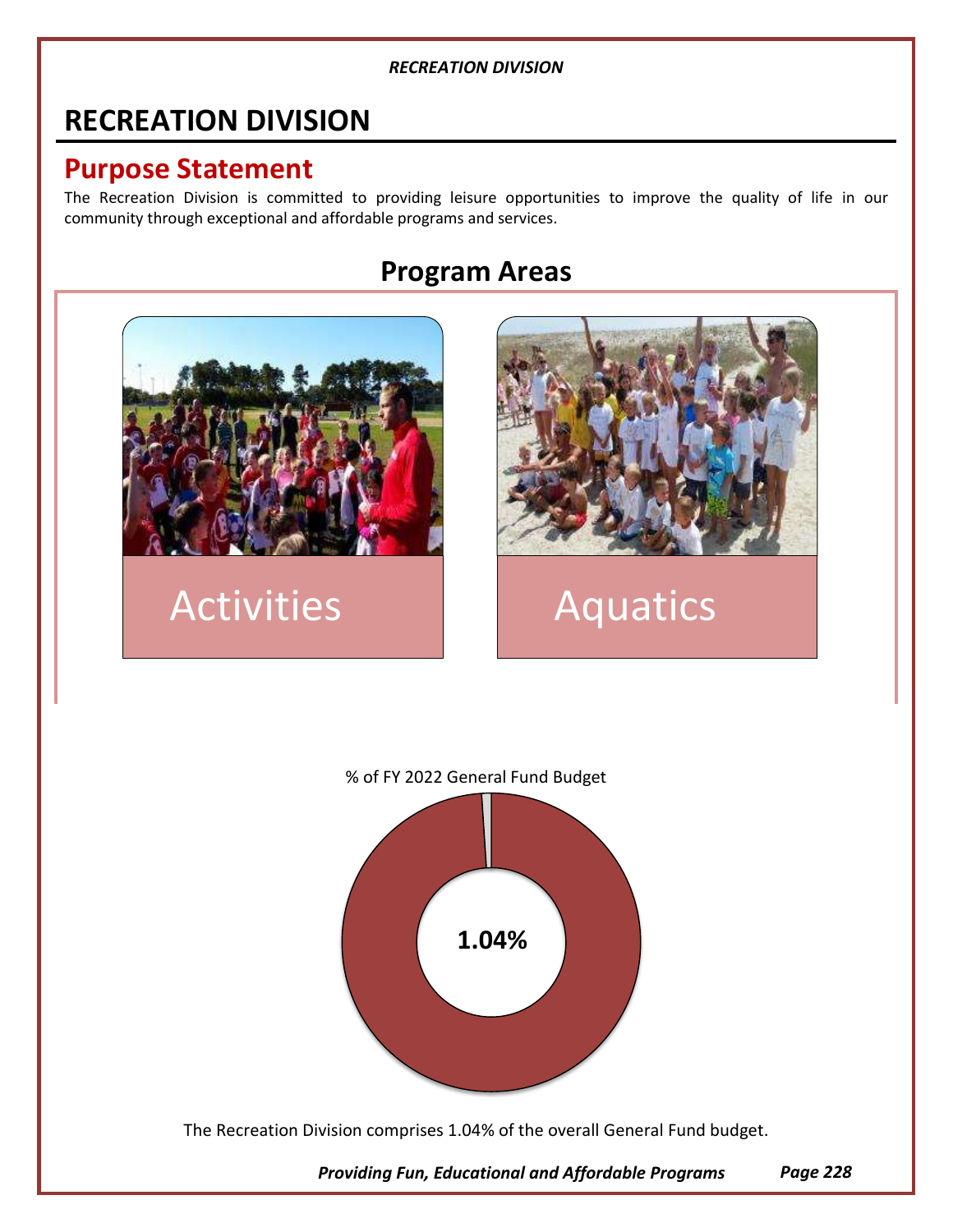# RECREATION DIVISION

## Purpose Statement

The Recreation Division is committed to providing leisure opportunities to improve the quality of life in our community through exceptional and affordable programs and services.

## Program Areas

Activities

Aquatics

% of FY 2022 General Fund Budget

1.04%

The Recreation Division comprises 1.04% of the overall General Fund budget.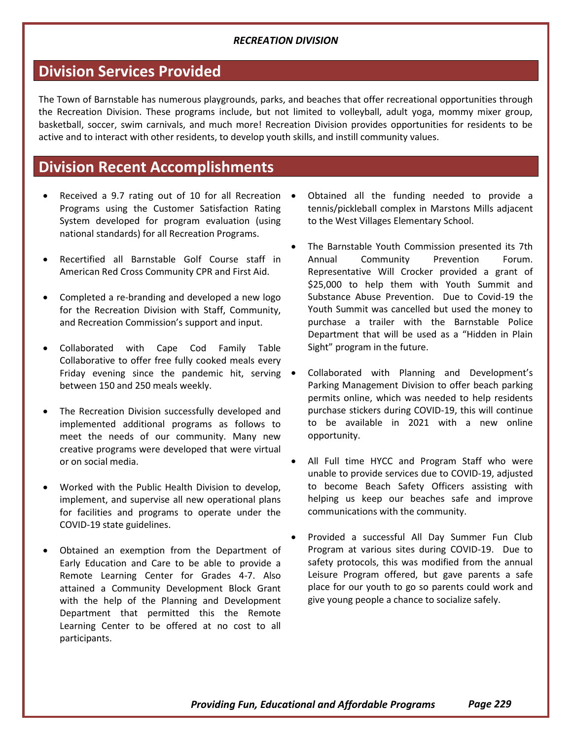*RECREATION DIVISION*

## Division Services Provided

The Town of Barnstable has numerous playgrounds, parks, and beaches that offer recreational opportunities through the Recreation Division. These programs include, but not limited to volleyball, adult yoga, mommy mixer group, basketball, soccer, swim carnivals, and much more! Recreation Division provides opportunities for residents to be active and to interact with other residents, to develop youth skills, and instill community values.

## Division Recent Accomplishments

- Received a 9.7 rating out of 10 for all Recreation Programs using the Customer Satisfaction Rating System developed for program evaluation (using national standards) for all Recreation Programs.
- Recertified all Barnstable Golf Course staff in American Red Cross Community CPR and First Aid.
- Completed a re-branding and developed a new logo for the Recreation Division with Staff, Community, and Recreation Commission's support and input.
- Collaborated with Cape Cod Family Table Collaborative to offer free fully cooked meals every Friday evening since the pandemic hit, serving between 150 and 250 meals weekly.
- The Recreation Division successfully developed and implemented additional programs as follows to meet the needs of our community. Many new creative programs were developed that were virtual or on social media.
- Worked with the Public Health Division to develop, implement, and supervise all new operational plans for facilities and programs to operate under the COVID-19 state guidelines.
- Obtained an exemption from the Department of Early Education and Care to be able to provide a Remote Learning Center for Grades 4-7. Also attained a Community Development Block Grant with the help of the Planning and Development Department that permitted this the Remote Learning Center to be offered at no cost to all participants.
- Obtained all the funding needed to provide a tennis/pickleball complex in Marstons Mills adjacent to the West Villages Elementary School.
- The Barnstable Youth Commission presented its 7th Annual Community Prevention Forum. Representative Will Crocker provided a grant of $25,000 to help them with Youth Summit and Substance Abuse Prevention. Due to Covid-19 the Youth Summit was cancelled but used the money to purchase a trailer with the Barnstable Police Department that will be used as a "Hidden in Plain Sight" program in the future.
- Collaborated with Planning and Development's Parking Management Division to offer beach parking permits online, which was needed to help residents purchase stickers during COVID-19, this will continue to be available in 2021 with a new online opportunity.
- All Full time HYCC and Program Staff who were unable to provide services due to COVID-19, adjusted to become Beach Safety Officers assisting with helping us keep our beaches safe and improve communications with the community.
- Provided a successful All Day Summer Fun Club Program at various sites during COVID-19. Due to safety protocols, this was modified from the annual Leisure Program offered, but gave parents a safe place for our youth to go so parents could work and give young people a chance to socialize safely.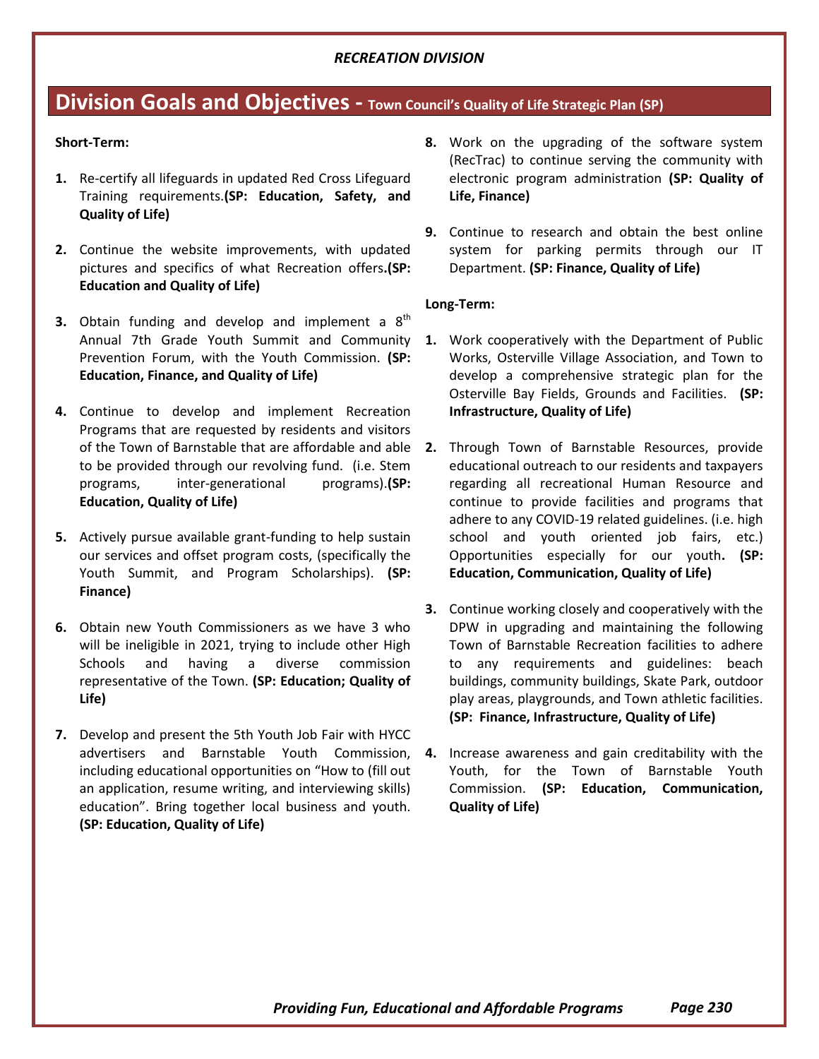*RECREATION DIVISION*

## Division Goals and Objectives - Town Council's Quality of Life Strategic Plan (SP)

**Short-Term:**

1. Re-certify all lifeguards in updated Red Cross Lifeguard Training requirements.**(SP: Education, Safety, and Quality of Life)**

2. Continue the website improvements, with updated pictures and specifics of what Recreation offers**.(SP: Education and Quality of Life)**

3. Obtain funding and develop and implement a 8th Annual 7th Grade Youth Summit and Community Prevention Forum, with the Youth Commission. **(SP: Education, Finance, and Quality of Life)**

4. Continue to develop and implement Recreation Programs that are requested by residents and visitors of the Town of Barnstable that are affordable and able to be provided through our revolving fund. (i.e. Stem programs, inter-generational programs).**(SP: Education, Quality of Life)**

5. Actively pursue available grant-funding to help sustain our services and offset program costs, (specifically the Youth Summit, and Program Scholarships). **(SP: Finance)**

6. Obtain new Youth Commissioners as we have 3 who will be ineligible in 2021, trying to include other High Schools and having a diverse commission representative of the Town. **(SP: Education; Quality of Life)**

7. Develop and present the 5th Youth Job Fair with HYCC advertisers and Barnstable Youth Commission, including educational opportunities on "How to (fill out an application, resume writing, and interviewing skills) education". Bring together local business and youth. **(SP: Education, Quality of Life)**

8. Work on the upgrading of the software system (RecTrac) to continue serving the community with electronic program administration **(SP: Quality of Life, Finance)**

9. Continue to research and obtain the best online system for parking permits through our IT Department. **(SP: Finance, Quality of Life)**

**Long-Term:**

1. Work cooperatively with the Department of Public Works, Osterville Village Association, and Town to develop a comprehensive strategic plan for the Osterville Bay Fields, Grounds and Facilities. **(SP: Infrastructure, Quality of Life)**

2. Through Town of Barnstable Resources, provide educational outreach to our residents and taxpayers regarding all recreational Human Resource and continue to provide facilities and programs that adhere to any COVID-19 related guidelines. (i.e. high school and youth oriented job fairs, etc.) Opportunities especially for our youth**. (SP: Education, Communication, Quality of Life)**

3. Continue working closely and cooperatively with the DPW in upgrading and maintaining the following Town of Barnstable Recreation facilities to adhere to any requirements and guidelines: beach buildings, community buildings, Skate Park, outdoor play areas, playgrounds, and Town athletic facilities. **(SP: Finance, Infrastructure, Quality of Life)**

4. Increase awareness and gain creditability with the Youth, for the Town of Barnstable Youth Commission. **(SP: Education, Communication, Quality of Life)**

***Providing Fun, Educational and Affordable Programs***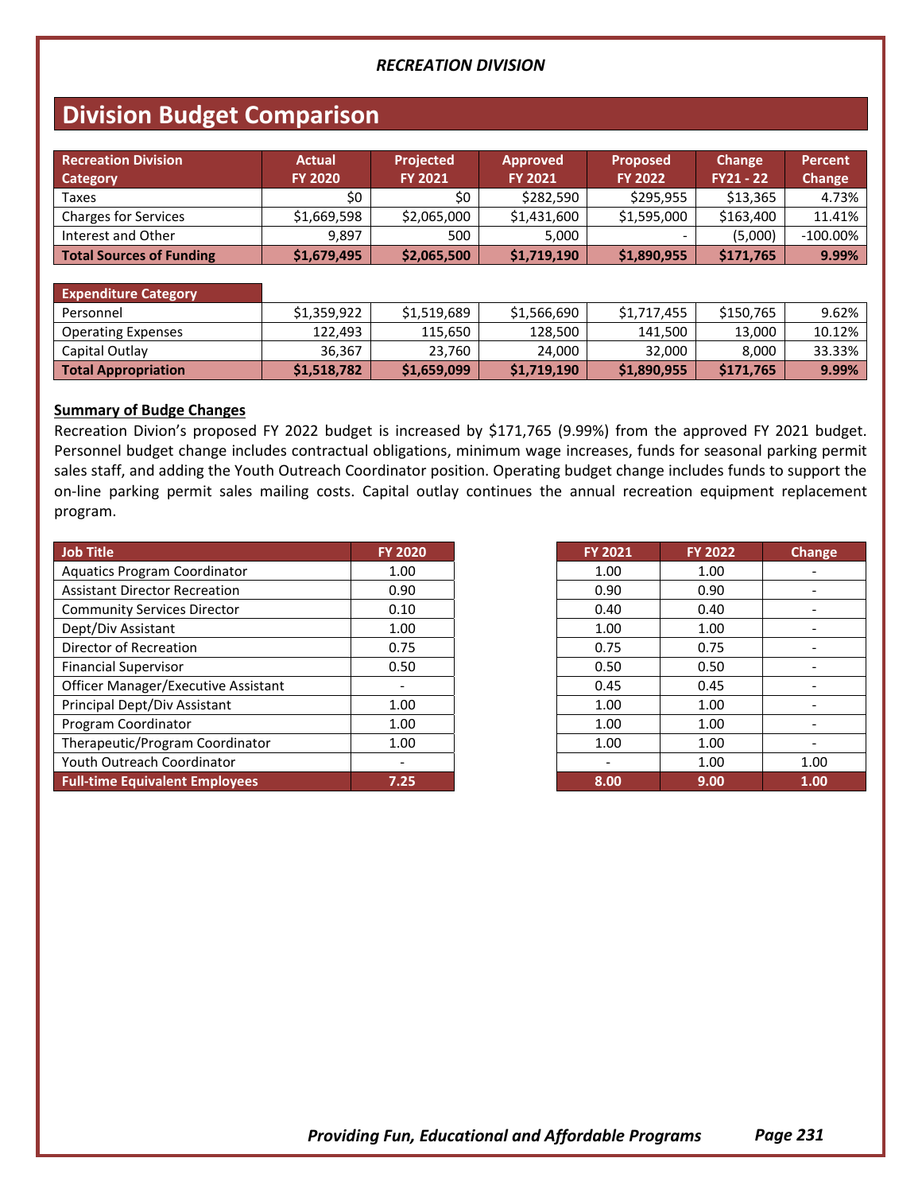*RECREATION DIVISION*

# Division Budget Comparison

| Recreation Division Category | Actual FY 2020 | Projected FY 2021 | Approved FY 2021 | Proposed FY 2022 | Change FY21 - 22 | Percent Change |
|---|---|---|---|---|---|---|
| Taxes | $0 | $0 | $282,590 | $295,955 | $13,365 | 4.73% |
| Charges for Services | $1,669,598 | $2,065,000 | $1,431,600 | $1,595,000 | $163,400 | 11.41% |
| Interest and Other | 9,897 | 500 | 5,000 | - | (5,000) | -100.00% |
| **Total Sources of Funding** | **$1,679,495** | **$2,065,500** | **$1,719,190** | **$1,890,955** | **$171,765** | **9.99%** |

| Expenditure Category | | | | | | |
|---|---|---|---|---|---|---|
| Personnel | $1,359,922 | $1,519,689 | $1,566,690 | $1,717,455 | $150,765 | 9.62% |
| Operating Expenses | 122,493 | 115,650 | 128,500 | 141,500 | 13,000 | 10.12% |
| Capital Outlay | 36,367 | 23,760 | 24,000 | 32,000 | 8,000 | 33.33% |
| **Total Appropriation** | **$1,518,782** | **$1,659,099** | **$1,719,190** | **$1,890,955** | **$171,765** | **9.99%** |

**Summary of Budge Changes**

Recreation Divion's proposed FY 2022 budget is increased by $171,765 (9.99%) from the approved FY 2021 budget. Personnel budget change includes contractual obligations, minimum wage increases, funds for seasonal parking permit sales staff, and adding the Youth Outreach Coordinator position. Operating budget change includes funds to support the on-line parking permit sales mailing costs. Capital outlay continues the annual recreation equipment replacement program.

| Job Title | FY 2020 | FY 2021 | FY 2022 | Change |
|---|---|---|---|---|
| Aquatics Program Coordinator | 1.00 | 1.00 | 1.00 | - |
| Assistant Director Recreation | 0.90 | 0.90 | 0.90 | - |
| Community Services Director | 0.10 | 0.40 | 0.40 | - |
| Dept/Div Assistant | 1.00 | 1.00 | 1.00 | - |
| Director of Recreation | 0.75 | 0.75 | 0.75 | - |
| Financial Supervisor | 0.50 | 0.50 | 0.50 | - |
| Officer Manager/Executive Assistant | - | 0.45 | 0.45 | - |
| Principal Dept/Div Assistant | 1.00 | 1.00 | 1.00 | - |
| Program Coordinator | 1.00 | 1.00 | 1.00 | - |
| Therapeutic/Program Coordinator | 1.00 | 1.00 | 1.00 | - |
| Youth Outreach Coordinator | - | - | 1.00 | 1.00 |
| **Full-time Equivalent Employees** | **7.25** | **8.00** | **9.00** | **1.00** |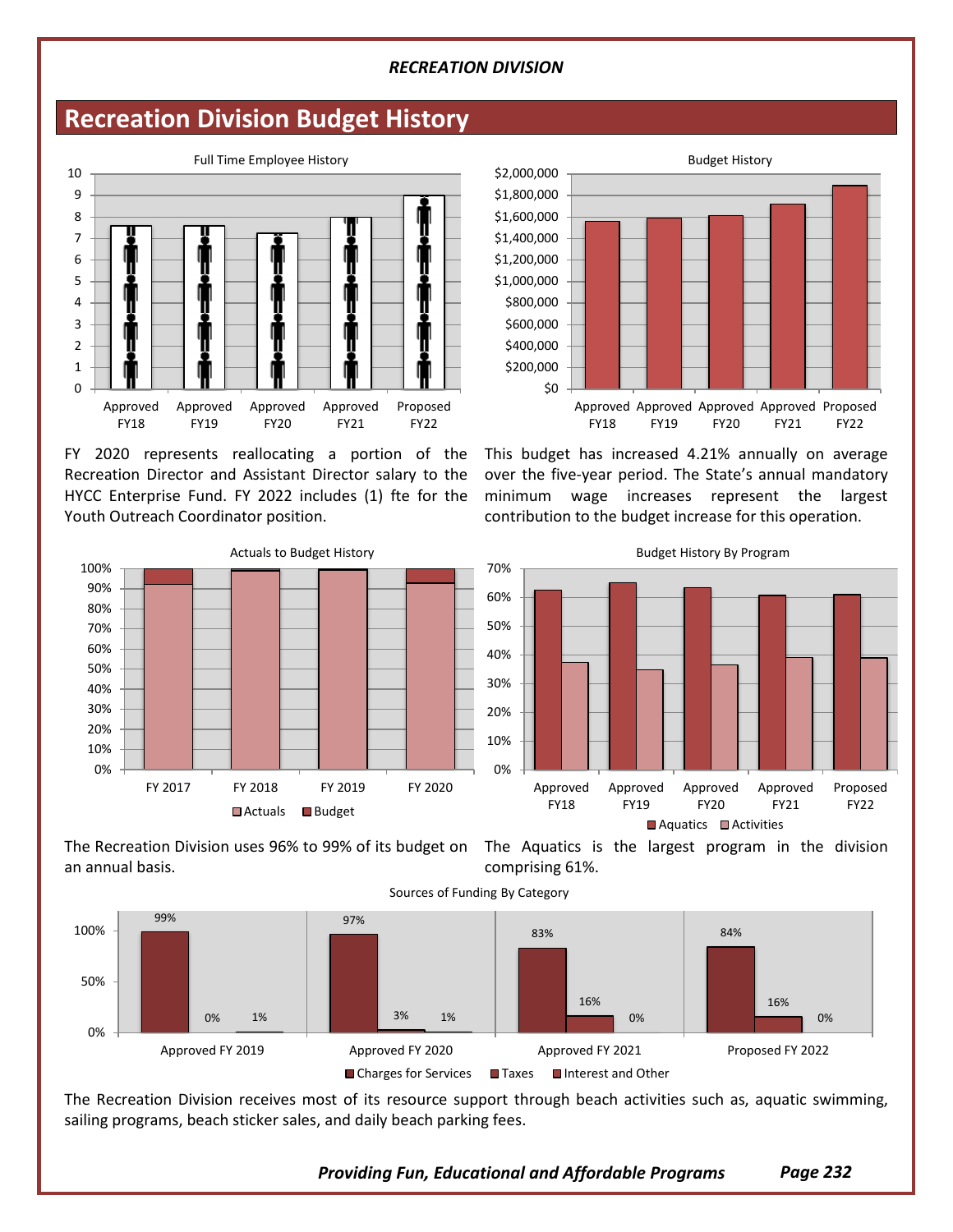*RECREATION DIVISION*

## Recreation Division Budget History

Full Time Employee History

Budget History

FY 2020 represents reallocating a portion of the Recreation Director and Assistant Director salary to the HYCC Enterprise Fund. FY 2022 includes (1) fte for the Youth Outreach Coordinator position.

This budget has increased 4.21% annually on average over the five-year period. The State's annual mandatory minimum wage increases represent the largest contribution to the budget increase for this operation.

Actuals to Budget History

Budget History By Program

The Recreation Division uses 96% to 99% of its budget on an annual basis.

The Aquatics is the largest program in the division comprising 61%.

Sources of Funding By Category

| | Charges for Services | Taxes | Interest and Other |
|---|---|---|---|
| Approved FY 2019 | 99% | 0% | 1% |
| Approved FY 2020 | 97% | 3% | 1% |
| Approved FY 2021 | 83% | 16% | 0% |
| Proposed FY 2022 | 84% | 16% | 0% |

The Recreation Division receives most of its resource support through beach activities such as, aquatic swimming, sailing programs, beach sticker sales, and daily beach parking fees.

***Providing Fun, Educational and Affordable Programs***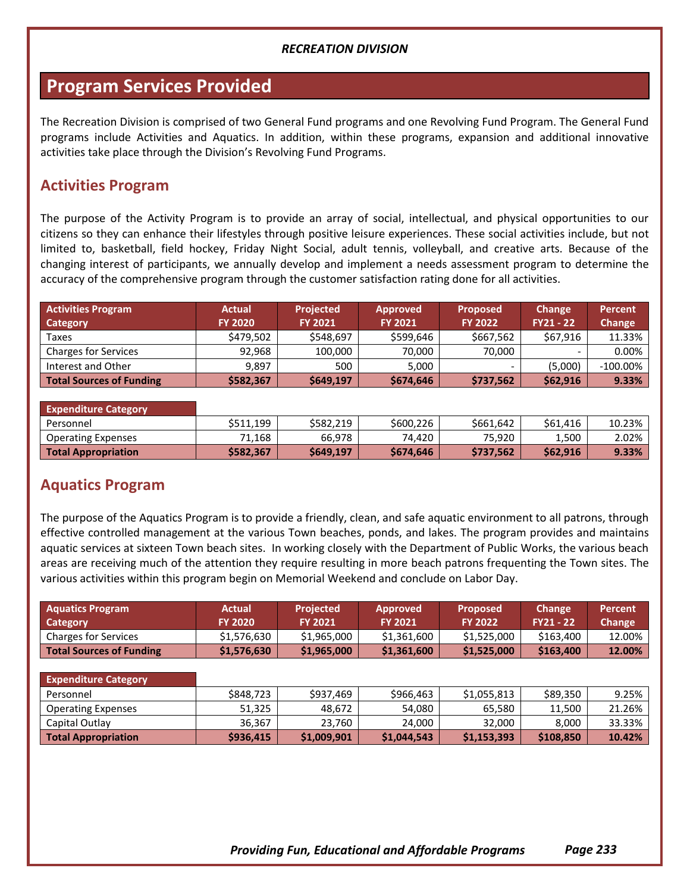# RECREATION DIVISION

## Program Services Provided

The Recreation Division is comprised of two General Fund programs and one Revolving Fund Program. The General Fund programs include Activities and Aquatics. In addition, within these programs, expansion and additional innovative activities take place through the Division's Revolving Fund Programs.

### Activities Program

The purpose of the Activity Program is to provide an array of social, intellectual, and physical opportunities to our citizens so they can enhance their lifestyles through positive leisure experiences. These social activities include, but not limited to, basketball, field hockey, Friday Night Social, adult tennis, volleyball, and creative arts. Because of the changing interest of participants, we annually develop and implement a needs assessment program to determine the accuracy of the comprehensive program through the customer satisfaction rating done for all activities.

| Activities Program Category | Actual FY 2020 | Projected FY 2021 | Approved FY 2021 | Proposed FY 2022 | Change FY21 - 22 | Percent Change |
|---|---|---|---|---|---|---|
| Taxes | $479,502 | $548,697 | $599,646 | $667,562 | $67,916 | 11.33% |
| Charges for Services | 92,968 | 100,000 | 70,000 | 70,000 | - | 0.00% |
| Interest and Other | 9,897 | 500 | 5,000 | - | (5,000) | -100.00% |
| **Total Sources of Funding** | **$582,367** | **$649,197** | **$674,646** | **$737,562** | **$62,916** | **9.33%** |
| **Expenditure Category** | | | | | | |
| Personnel | $511,199 | $582,219 | $600,226 | $661,642 | $61,416 | 10.23% |
| Operating Expenses | 71,168 | 66,978 | 74,420 | 75,920 | 1,500 | 2.02% |
| **Total Appropriation** | **$582,367** | **$649,197** | **$674,646** | **$737,562** | **$62,916** | **9.33%** |

### Aquatics Program

The purpose of the Aquatics Program is to provide a friendly, clean, and safe aquatic environment to all patrons, through effective controlled management at the various Town beaches, ponds, and lakes. The program provides and maintains aquatic services at sixteen Town beach sites. In working closely with the Department of Public Works, the various beach areas are receiving much of the attention they require resulting in more beach patrons frequenting the Town sites. The various activities within this program begin on Memorial Weekend and conclude on Labor Day.

| Aquatics Program Category | Actual FY 2020 | Projected FY 2021 | Approved FY 2021 | Proposed FY 2022 | Change FY21 - 22 | Percent Change |
|---|---|---|---|---|---|---|
| Charges for Services | $1,576,630 | $1,965,000 | $1,361,600 | $1,525,000 | $163,400 | 12.00% |
| **Total Sources of Funding** | **$1,576,630** | **$1,965,000** | **$1,361,600** | **$1,525,000** | **$163,400** | **12.00%** |
| **Expenditure Category** | | | | | | |
| Personnel | $848,723 | $937,469 | $966,463 | $1,055,813 | $89,350 | 9.25% |
| Operating Expenses | 51,325 | 48,672 | 54,080 | 65,580 | 11,500 | 21.26% |
| Capital Outlay | 36,367 | 23,760 | 24,000 | 32,000 | 8,000 | 33.33% |
| **Total Appropriation** | **$936,415** | **$1,009,901** | **$1,044,543** | **$1,153,393** | **$108,850** | **10.42%** |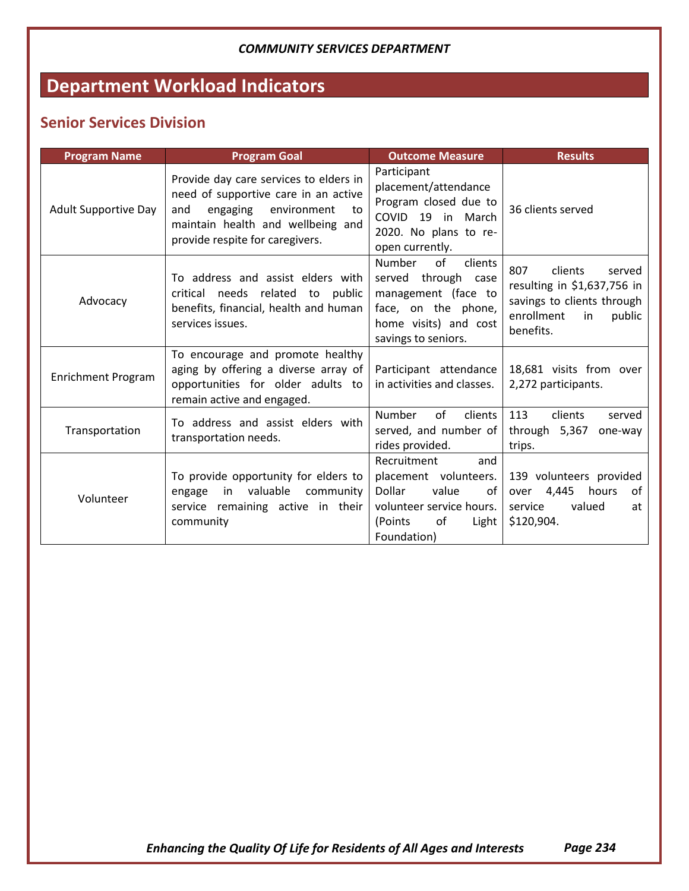# Department Workload Indicators

## Senior Services Division

| Program Name | Program Goal | Outcome Measure | Results |
|---|---|---|---|
| Adult Supportive Day | Provide day care services to elders in need of supportive care in an active and engaging environment to maintain health and wellbeing and provide respite for caregivers. | Participant placement/attendance Program closed due to COVID 19 in March 2020. No plans to re-open currently. | 36 clients served |
| Advocacy | To address and assist elders with critical needs related to public benefits, financial, health and human services issues. | Number of clients served through case management (face to face, on the phone, home visits) and cost savings to seniors. | 807 clients served resulting in $1,637,756 in savings to clients through enrollment in public benefits. |
| Enrichment Program | To encourage and promote healthy aging by offering a diverse array of opportunities for older adults to remain active and engaged. | Participant attendance in activities and classes. | 18,681 visits from over 2,272 participants. |
| Transportation | To address and assist elders with transportation needs. | Number of clients served, and number of rides provided. | 113 clients served through 5,367 one-way trips. |
| Volunteer | To provide opportunity for elders to engage in valuable community service remaining active in their community | Recruitment and placement volunteers. Dollar value of volunteer service hours. (Points of Light Foundation) | 139 volunteers provided over 4,445 hours of service valued at $120,904. |